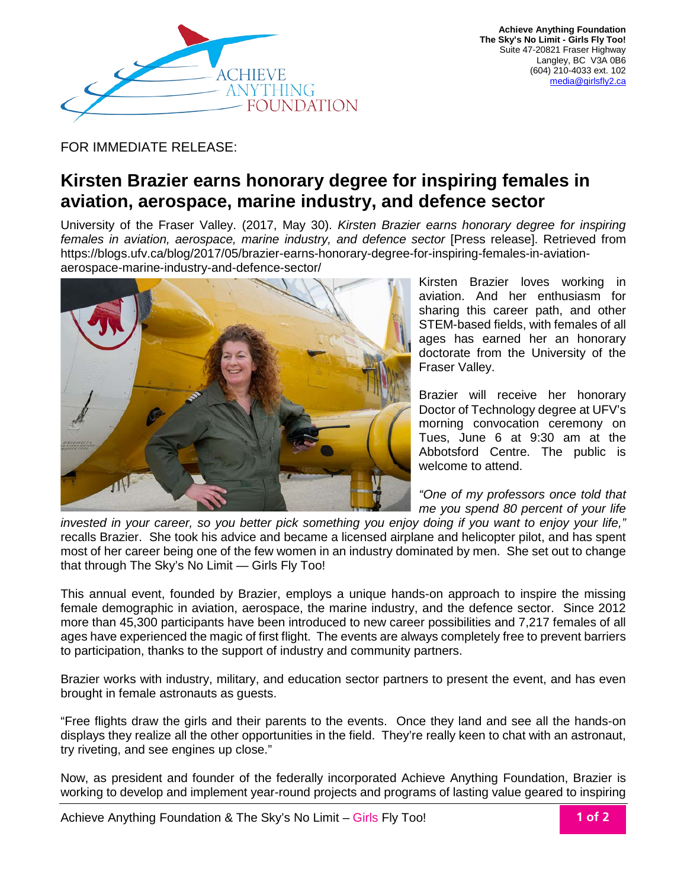**Achieve Anything Foundation**
**The Sky's No Limit - Girls Fly Too!**
Suite 47-20821 Fraser Highway
Langley, BC V3A 0B6
(604) 210-4033 ext. 102
media@girlsfly2.ca

FOR IMMEDIATE RELEASE:

# Kirsten Brazier earns honorary degree for inspiring females in aviation, aerospace, marine industry, and defence sector

University of the Fraser Valley. (2017, May 30). *Kirsten Brazier earns honorary degree for inspiring females in aviation, aerospace, marine industry, and defence sector* [Press release]. Retrieved from https://blogs.ufv.ca/blog/2017/05/brazier-earns-honorary-degree-for-inspiring-females-in-aviation-aerospace-marine-industry-and-defence-sector/

Kirsten Brazier loves working in aviation. And her enthusiasm for sharing this career path, and other STEM-based fields, with females of all ages has earned her an honorary doctorate from the University of the Fraser Valley.

Brazier will receive her honorary Doctor of Technology degree at UFV's morning convocation ceremony on Tues, June 6 at 9:30 am at the Abbotsford Centre. The public is welcome to attend.

*"One of my professors once told that me you spend 80 percent of your life invested in your career, so you better pick something you enjoy doing if you want to enjoy your life,"* recalls Brazier. She took his advice and became a licensed airplane and helicopter pilot, and has spent most of her career being one of the few women in an industry dominated by men. She set out to change that through The Sky's No Limit — Girls Fly Too!

This annual event, founded by Brazier, employs a unique hands-on approach to inspire the missing female demographic in aviation, aerospace, the marine industry, and the defence sector. Since 2012 more than 45,300 participants have been introduced to new career possibilities and 7,217 females of all ages have experienced the magic of first flight. The events are always completely free to prevent barriers to participation, thanks to the support of industry and community partners.

Brazier works with industry, military, and education sector partners to present the event, and has even brought in female astronauts as guests.

"Free flights draw the girls and their parents to the events. Once they land and see all the hands-on displays they realize all the other opportunities in the field. They're really keen to chat with an astronaut, try riveting, and see engines up close."

Now, as president and founder of the federally incorporated Achieve Anything Foundation, Brazier is working to develop and implement year-round projects and programs of lasting value geared to inspiring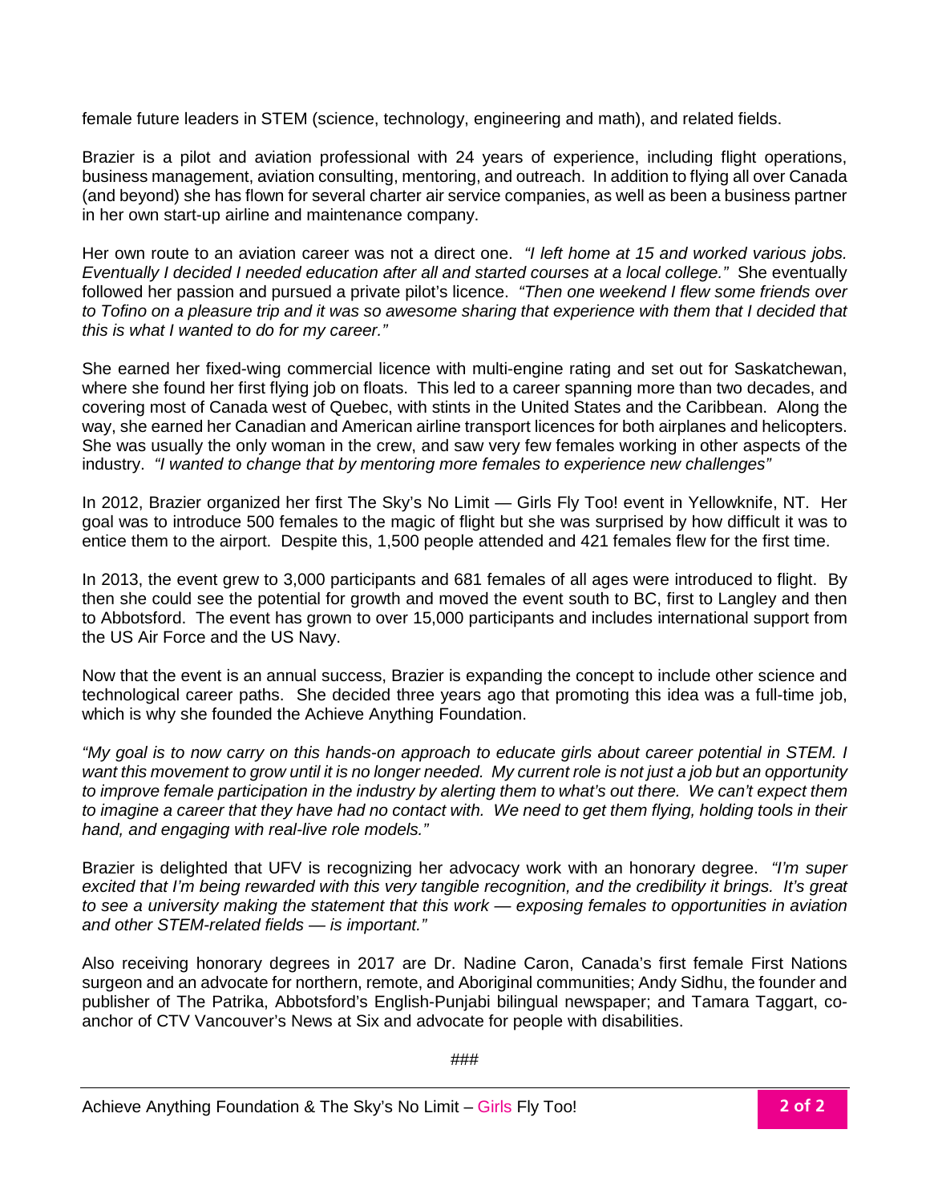female future leaders in STEM (science, technology, engineering and math), and related fields.

Brazier is a pilot and aviation professional with 24 years of experience, including flight operations, business management, aviation consulting, mentoring, and outreach. In addition to flying all over Canada (and beyond) she has flown for several charter air service companies, as well as been a business partner in her own start-up airline and maintenance company.

Her own route to an aviation career was not a direct one. *"I left home at 15 and worked various jobs. Eventually I decided I needed education after all and started courses at a local college."* She eventually followed her passion and pursued a private pilot's licence. *"Then one weekend I flew some friends over to Tofino on a pleasure trip and it was so awesome sharing that experience with them that I decided that this is what I wanted to do for my career."*

She earned her fixed-wing commercial licence with multi-engine rating and set out for Saskatchewan, where she found her first flying job on floats. This led to a career spanning more than two decades, and covering most of Canada west of Quebec, with stints in the United States and the Caribbean. Along the way, she earned her Canadian and American airline transport licences for both airplanes and helicopters. She was usually the only woman in the crew, and saw very few females working in other aspects of the industry. *"I wanted to change that by mentoring more females to experience new challenges"*

In 2012, Brazier organized her first The Sky's No Limit — Girls Fly Too! event in Yellowknife, NT. Her goal was to introduce 500 females to the magic of flight but she was surprised by how difficult it was to entice them to the airport. Despite this, 1,500 people attended and 421 females flew for the first time.

In 2013, the event grew to 3,000 participants and 681 females of all ages were introduced to flight. By then she could see the potential for growth and moved the event south to BC, first to Langley and then to Abbotsford. The event has grown to over 15,000 participants and includes international support from the US Air Force and the US Navy.

Now that the event is an annual success, Brazier is expanding the concept to include other science and technological career paths. She decided three years ago that promoting this idea was a full-time job, which is why she founded the Achieve Anything Foundation.

*"My goal is to now carry on this hands-on approach to educate girls about career potential in STEM. I want this movement to grow until it is no longer needed. My current role is not just a job but an opportunity to improve female participation in the industry by alerting them to what's out there. We can't expect them to imagine a career that they have had no contact with. We need to get them flying, holding tools in their hand, and engaging with real-live role models."*

Brazier is delighted that UFV is recognizing her advocacy work with an honorary degree. *"I'm super excited that I'm being rewarded with this very tangible recognition, and the credibility it brings. It's great to see a university making the statement that this work — exposing females to opportunities in aviation and other STEM-related fields — is important."*

Also receiving honorary degrees in 2017 are Dr. Nadine Caron, Canada's first female First Nations surgeon and an advocate for northern, remote, and Aboriginal communities; Andy Sidhu, the founder and publisher of The Patrika, Abbotsford's English-Punjabi bilingual newspaper; and Tamara Taggart, co-anchor of CTV Vancouver's News at Six and advocate for people with disabilities.

###